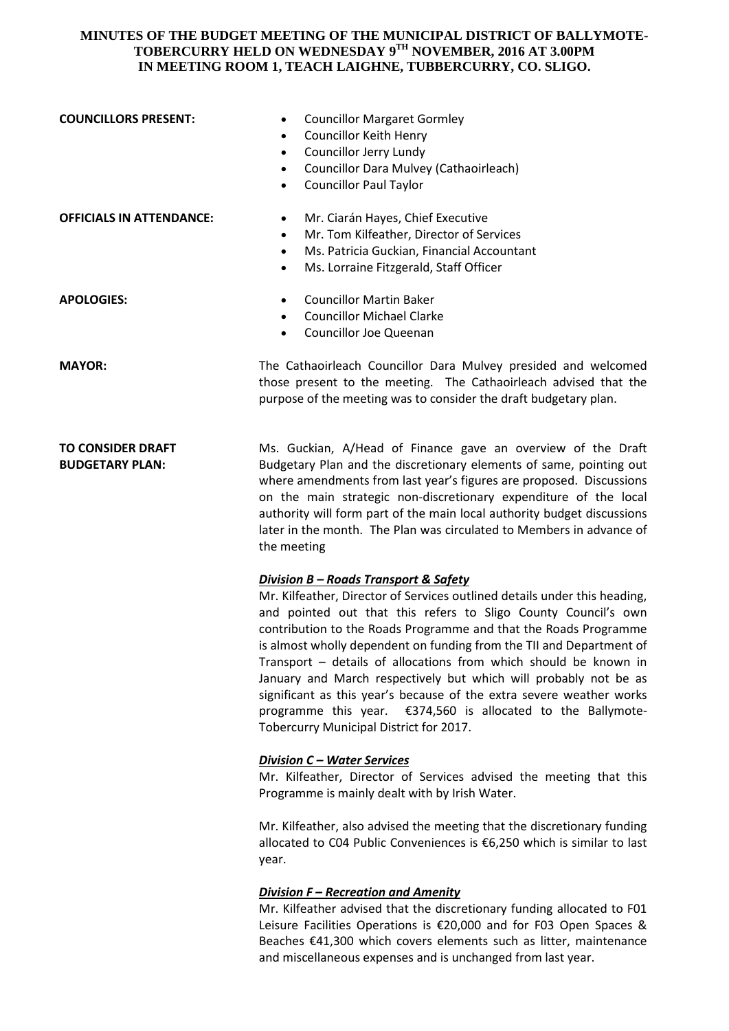# MINUTES OF THE BUDGET MEETING OF THE MUNICIPAL DISTRICT OF BALLYMOTE-TOBERCURRY HELD ON WEDNESDAY 9TH NOVEMBER, 2016 AT 3.00PM IN MEETING ROOM 1, TEACH LAIGHNE, TUBBERCURRY, CO. SLIGO.

**COUNCILLORS PRESENT:**

- Councillor Margaret Gormley
- Councillor Keith Henry
- Councillor Jerry Lundy
- Councillor Dara Mulvey (Cathaoirleach)
- Councillor Paul Taylor

**OFFICIALS IN ATTENDANCE:**

- Mr. Ciarán Hayes, Chief Executive
- Mr. Tom Kilfeather, Director of Services
- Ms. Patricia Guckian, Financial Accountant
- Ms. Lorraine Fitzgerald, Staff Officer

**APOLOGIES:**

- Councillor Martin Baker
- Councillor Michael Clarke
- Councillor Joe Queenan

**MAYOR:**

The Cathaoirleach Councillor Dara Mulvey presided and welcomed those present to the meeting. The Cathaoirleach advised that the purpose of the meeting was to consider the draft budgetary plan.

**TO CONSIDER DRAFT BUDGETARY PLAN:**

Ms. Guckian, A/Head of Finance gave an overview of the Draft Budgetary Plan and the discretionary elements of same, pointing out where amendments from last year's figures are proposed. Discussions on the main strategic non-discretionary expenditure of the local authority will form part of the main local authority budget discussions later in the month. The Plan was circulated to Members in advance of the meeting

***Division B – Roads Transport & Safety***

Mr. Kilfeather, Director of Services outlined details under this heading, and pointed out that this refers to Sligo County Council's own contribution to the Roads Programme and that the Roads Programme is almost wholly dependent on funding from the TII and Department of Transport – details of allocations from which should be known in January and March respectively but which will probably not be as significant as this year's because of the extra severe weather works programme this year. €374,560 is allocated to the Ballymote-Tobercurry Municipal District for 2017.

***Division C – Water Services***

Mr. Kilfeather, Director of Services advised the meeting that this Programme is mainly dealt with by Irish Water.

Mr. Kilfeather, also advised the meeting that the discretionary funding allocated to C04 Public Conveniences is €6,250 which is similar to last year.

***Division F – Recreation and Amenity***

Mr. Kilfeather advised that the discretionary funding allocated to F01 Leisure Facilities Operations is €20,000 and for F03 Open Spaces & Beaches €41,300 which covers elements such as litter, maintenance and miscellaneous expenses and is unchanged from last year.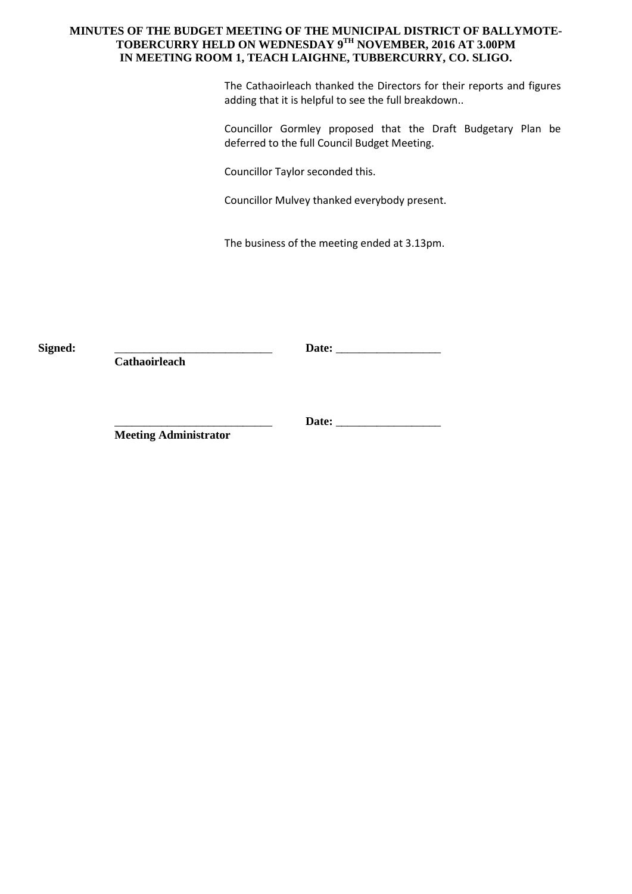**MINUTES OF THE BUDGET MEETING OF THE MUNICIPAL DISTRICT OF BALLYMOTE-TOBERCURRY HELD ON WEDNESDAY 9TH NOVEMBER, 2016 AT 3.00PM IN MEETING ROOM 1, TEACH LAIGHNE, TUBBERCURRY, CO. SLIGO.**

The Cathaoirleach thanked the Directors for their reports and figures adding that it is helpful to see the full breakdown..

Councillor Gormley proposed that the Draft Budgetary Plan be deferred to the full Council Budget Meeting.

Councillor Taylor seconded this.

Councillor Mulvey thanked everybody present.

The business of the meeting ended at 3.13pm.

**Signed:** \_\_\_\_\_\_\_\_\_\_\_\_\_\_\_\_\_\_\_\_\_\_\_\_\_\_\_ **Date:** \_\_\_\_\_\_\_\_\_\_\_\_\_\_\_\_\_\_
**Cathaoirleach**

\_\_\_\_\_\_\_\_\_\_\_\_\_\_\_\_\_\_\_\_\_\_\_\_\_\_\_ **Date:** \_\_\_\_\_\_\_\_\_\_\_\_\_\_\_\_\_\_
**Meeting Administrator**